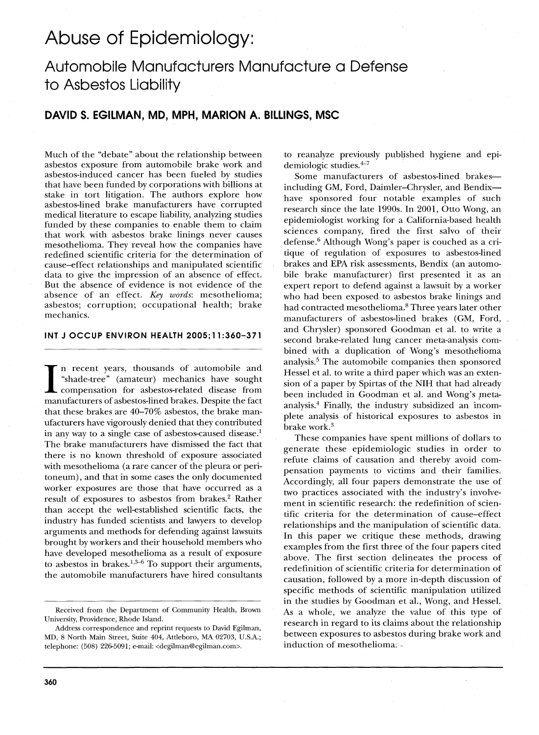# Abuse of Epidemiology:

## Automobile Manufacturers Manufacture a Defense to Asbestos Liability

**DAVID S. EGILMAN, MD, MPH, MARION A. BILLINGS, MSC**

Much of the "debate" about the relationship between asbestos exposure from automobile brake work and asbestos-induced cancer has been fueled by studies that have been funded by corporations with billions at stake in tort litigation. The authors explore how asbestos-lined brake manufacturers have corrupted medical literature to escape liability, analyzing studies funded by these companies to enable them to claim that work with asbestos brake linings never causes mesothelioma. They reveal how the companies have redefined scientific criteria for the determination of cause–effect relationships and manipulated scientific data to give the impression of an absence of effect. But the absence of evidence is not evidence of the absence of an effect. *Key words*: mesothelioma; asbestos; corruption; occupational health; brake mechanics.

**INT J OCCUP ENVIRON HEALTH 2005;11:360–371**

In recent years, thousands of automobile and "shade-tree" (amateur) mechanics have sought compensation for asbestos-related disease from manufacturers of asbestos-lined brakes. Despite the fact that these brakes are 40–70% asbestos, the brake manufacturers have vigorously denied that they contributed in any way to a single case of asbestos-caused disease.[1] The brake manufacturers have dismissed the fact that there is no known threshold of exposure associated with mesothelioma (a rare cancer of the pleura or peritoneum), and that in some cases the only documented worker exposures are those that have occurred as a result of exposures to asbestos from brakes.[2] Rather than accept the well-established scientific facts, the industry has funded scientists and lawyers to develop arguments and methods for defending against lawsuits brought by workers and their household members who have developed mesothelioma as a result of exposure to asbestos in brakes.[1,3–6] To support their arguments, the automobile manufacturers have hired consultants to reanalyze previously published hygiene and epidemiologic studies.[4–7]

Some manufacturers of asbestos-lined brakes—including GM, Ford, Daimler–Chrysler, and Bendix—have sponsored four notable examples of such research since the late 1990s. In 2001, Otto Wong, an epidemiologist working for a California-based health sciences company, fired the first salvo of their defense.[6] Although Wong's paper is couched as a critique of regulation of exposures to asbestos-lined brakes and EPA risk assessments, Bendix (an automobile brake manufacturer) first presented it as an expert report to defend against a lawsuit by a worker who had been exposed to asbestos brake linings and had contracted mesothelioma.[8] Three years later other manufacturers of asbestos-lined brakes (GM, Ford, and Chrysler) sponsored Goodman et al. to write a second brake-related lung cancer meta-analysis combined with a duplication of Wong's mesothelioma analysis.[5] The automobile companies then sponsored Hessel et al. to write a third paper which was an extension of a paper by Spirtas of the NIH that had already been included in Goodman et al. and Wong's meta-analysis.[4] Finally, the industry subsidized an incomplete analysis of historical exposures to asbestos in brake work.[3]

These companies have spent millions of dollars to generate these epidemiologic studies in order to refute claims of causation and thereby avoid compensation payments to victims and their families. Accordingly, all four papers demonstrate the use of two practices associated with the industry's involvement in scientific research: the redefinition of scientific criteria for the determination of cause–effect relationships and the manipulation of scientific data. In this paper we critique these methods, drawing examples from the first three of the four papers cited above. The first section delineates the process of redefinition of scientific criteria for determination of causation, followed by a more in-depth discussion of specific methods of scientific manipulation utilized in the studies by Goodman et al., Wong, and Hessel. As a whole, we analyze the value of this type of research in regard to its claims about the relationship between exposures to asbestos during brake work and induction of mesothelioma.

Received from the Department of Community Health, Brown University, Providence, Rhode Island.

Address correspondence and reprint requests to David Egilman, MD, 8 North Main Street, Suite 404, Attleboro, MA 02703, U.S.A.; telephone: (508) 226-5091; e-mail: <degilman@egilman.com>.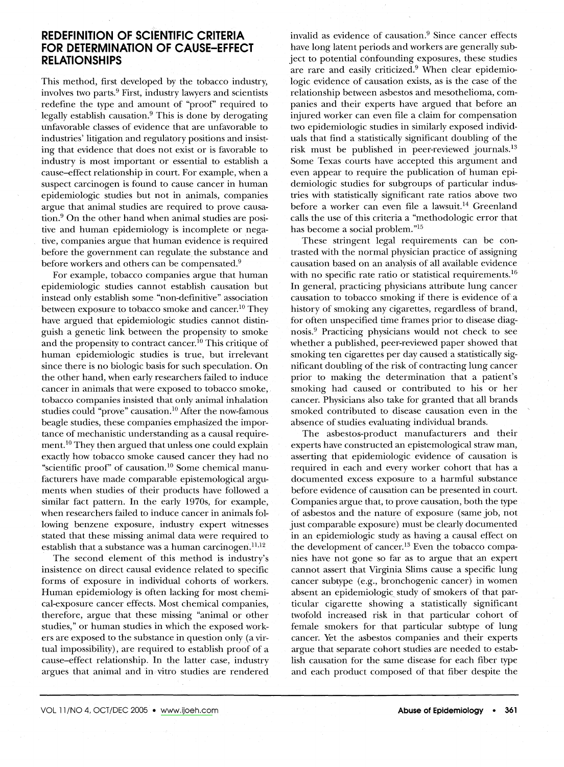## REDEFINITION OF SCIENTIFIC CRITERIA FOR DETERMINATION OF CAUSE–EFFECT RELATIONSHIPS

This method, first developed by the tobacco industry, involves two parts.[9] First, industry lawyers and scientists redefine the type and amount of "proof" required to legally establish causation.[9] This is done by derogating unfavorable classes of evidence that are unfavorable to industries' litigation and regulatory positions and insisting that evidence that does not exist or is favorable to industry is most important or essential to establish a cause–effect relationship in court. For example, when a suspect carcinogen is found to cause cancer in human epidemiologic studies but not in animals, companies argue that animal studies are required to prove causation.[9] On the other hand when animal studies are positive and human epidemiology is incomplete or negative, companies argue that human evidence is required before the government can regulate the substance and before workers and others can be compensated.[9]

For example, tobacco companies argue that human epidemiologic studies cannot establish causation but instead only establish some "non-definitive" association between exposure to tobacco smoke and cancer.[10] They have argued that epidemiologic studies cannot distinguish a genetic link between the propensity to smoke and the propensity to contract cancer.[10] This critique of human epidemiologic studies is true, but irrelevant since there is no biologic basis for such speculation. On the other hand, when early researchers failed to induce cancer in animals that were exposed to tobacco smoke, tobacco companies insisted that only animal inhalation studies could "prove" causation.[10] After the now-famous beagle studies, these companies emphasized the importance of mechanistic understanding as a causal requirement.[10] They then argued that unless one could explain exactly how tobacco smoke caused cancer they had no "scientific proof" of causation.[10] Some chemical manufacturers have made comparable epistemological arguments when studies of their products have followed a similar fact pattern. In the early 1970s, for example, when researchers failed to induce cancer in animals following benzene exposure, industry expert witnesses stated that these missing animal data were required to establish that a substance was a human carcinogen.[11,12]

The second element of this method is industry's insistence on direct causal evidence related to specific forms of exposure in individual cohorts of workers. Human epidemiology is often lacking for most chemical-exposure cancer effects. Most chemical companies, therefore, argue that these missing "animal or other studies," or human studies in which the exposed workers are exposed to the substance in question only (a virtual impossibility), are required to establish proof of a cause–effect relationship. In the latter case, industry argues that animal and in vitro studies are rendered invalid as evidence of causation.[9] Since cancer effects have long latent periods and workers are generally subject to potential confounding exposures, these studies are rare and easily criticized.[9] When clear epidemiologic evidence of causation exists, as is the case of the relationship between asbestos and mesothelioma, companies and their experts have argued that before an injured worker can even file a claim for compensation two epidemiologic studies in similarly exposed individuals that find a statistically significant doubling of the risk must be published in peer-reviewed journals.[13] Some Texas courts have accepted this argument and even appear to require the publication of human epidemiologic studies for subgroups of particular industries with statistically significant rate ratios above two before a worker can even file a lawsuit.[14] Greenland calls the use of this criteria a "methodologic error that has become a social problem."[15]

These stringent legal requirements can be contrasted with the normal physician practice of assigning causation based on an analysis of all available evidence with no specific rate ratio or statistical requirements.[16] In general, practicing physicians attribute lung cancer causation to tobacco smoking if there is evidence of a history of smoking any cigarettes, regardless of brand, for often unspecified time frames prior to disease diagnosis.[9] Practicing physicians would not check to see whether a published, peer-reviewed paper showed that smoking ten cigarettes per day caused a statistically significant doubling of the risk of contracting lung cancer prior to making the determination that a patient's smoking had caused or contributed to his or her cancer. Physicians also take for granted that all brands smoked contributed to disease causation even in the absence of studies evaluating individual brands.

The asbestos-product manufacturers and their experts have constructed an epistemological straw man, asserting that epidemiologic evidence of causation is required in each and every worker cohort that has a documented excess exposure to a harmful substance before evidence of causation can be presented in court. Companies argue that, to prove causation, both the type of asbestos and the nature of exposure (same job, not just comparable exposure) must be clearly documented in an epidemiologic study as having a causal effect on the development of cancer.[13] Even the tobacco companies have not gone so far as to argue that an expert cannot assert that Virginia Slims cause a specific lung cancer subtype (e.g., bronchogenic cancer) in women absent an epidemiologic study of smokers of that particular cigarette showing a statistically significant twofold increased risk in that particular cohort of female smokers for that particular subtype of lung cancer. Yet the asbestos companies and their experts argue that separate cohort studies are needed to establish causation for the same disease for each fiber type and each product composed of that fiber despite the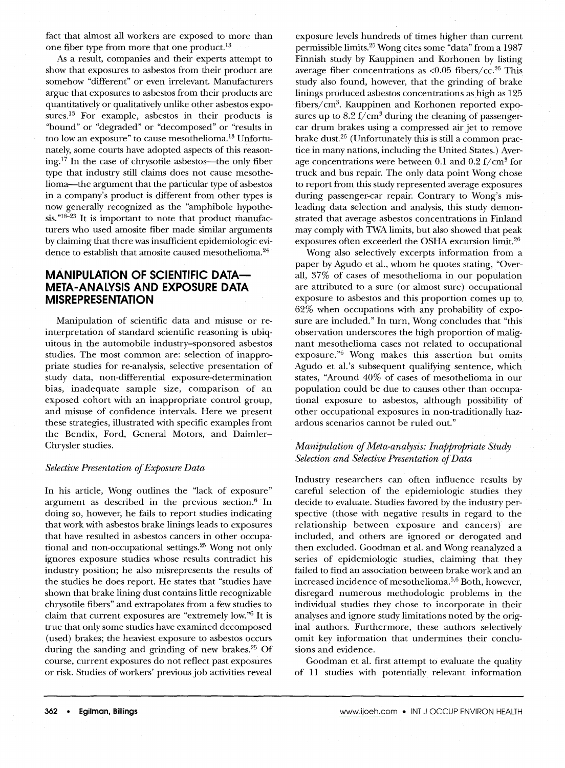fact that almost all workers are exposed to more than one fiber type from more that one product.[13]

As a result, companies and their experts attempt to show that exposures to asbestos from their product are somehow "different" or even irrelevant. Manufacturers argue that exposures to asbestos from their products are quantitatively or qualitatively unlike other asbestos exposures.[13] For example, asbestos in their products is "bound" or "degraded" or "decomposed" or "results in too low an exposure" to cause mesothelioma.[13] Unfortunately, some courts have adopted aspects of this reasoning.[17] In the case of chrysotile asbestos—the only fiber type that industry still claims does not cause mesothelioma—the argument that the particular type of asbestos in a company's product is different from other types is now generally recognized as the "amphibole hypothesis."[18–23] It is important to note that product manufacturers who used amosite fiber made similar arguments by claiming that there was insufficient epidemiologic evidence to establish that amosite caused mesothelioma.[24]

## MANIPULATION OF SCIENTIFIC DATA—META-ANALYSIS AND EXPOSURE DATA MISREPRESENTATION

Manipulation of scientific data and misuse or re-interpretation of standard scientific reasoning is ubiquitous in the automobile industry–sponsored asbestos studies. The most common are: selection of inappropriate studies for re-analysis, selective presentation of study data, non-differential exposure-determination bias, inadequate sample size, comparison of an exposed cohort with an inappropriate control group, and misuse of confidence intervals. Here we present these strategies, illustrated with specific examples from the Bendix, Ford, General Motors, and Daimler–Chrysler studies.

### *Selective Presentation of Exposure Data*

In his article, Wong outlines the "lack of exposure" argument as described in the previous section.[6] In doing so, however, he fails to report studies indicating that work with asbestos brake linings leads to exposures that have resulted in asbestos cancers in other occupational and non-occupational settings.[25] Wong not only ignores exposure studies whose results contradict his industry position; he also misrepresents the results of the studies he does report. He states that "studies have shown that brake lining dust contains little recognizable chrysotile fibers" and extrapolates from a few studies to claim that current exposures are "extremely low."[6] It is true that only some studies have examined decomposed (used) brakes; the heaviest exposure to asbestos occurs during the sanding and grinding of new brakes.[25] Of course, current exposures do not reflect past exposures or risk. Studies of workers' previous job activities reveal exposure levels hundreds of times higher than current permissible limits.[25] Wong cites some "data" from a 1987 Finnish study by Kauppinen and Korhonen by listing average fiber concentrations as <0.05 fibers/cc.[26] This study also found, however, that the grinding of brake linings produced asbestos concentrations as high as 125 fibers/cm$^3$. Kauppinen and Korhonen reported exposures up to 8.2 f/cm$^3$ during the cleaning of passenger-car drum brakes using a compressed air jet to remove brake dust.[26] (Unfortunately this is still a common practice in many nations, including the United States.) Average concentrations were between 0.1 and 0.2 f/cm$^3$ for truck and bus repair. The only data point Wong chose to report from this study represented average exposures during passenger-car repair. Contrary to Wong's misleading data selection and analysis, this study demonstrated that average asbestos concentrations in Finland may comply with TWA limits, but also showed that peak exposures often exceeded the OSHA excursion limit.[26]

Wong also selectively excerpts information from a paper by Agudo et al., whom he quotes stating, "Overall, 37% of cases of mesothelioma in our population are attributed to a sure (or almost sure) occupational exposure to asbestos and this proportion comes up to 62% when occupations with any probability of exposure are included." In turn, Wong concludes that "this observation underscores the high proportion of malignant mesothelioma cases not related to occupational exposure."[6] Wong makes this assertion but omits Agudo et al.'s subsequent qualifying sentence, which states, "Around 40% of cases of mesothelioma in our population could be due to causes other than occupational exposure to asbestos, although possibility of other occupational exposures in non-traditionally hazardous scenarios cannot be ruled out."

### *Manipulation of Meta-analysis: Inappropriate Study Selection and Selective Presentation of Data*

Industry researchers can often influence results by careful selection of the epidemiologic studies they decide to evaluate. Studies favored by the industry perspective (those with negative results in regard to the relationship between exposure and cancers) are included, and others are ignored or derogated and then excluded. Goodman et al. and Wong reanalyzed a series of epidemiologic studies, claiming that they failed to find an association between brake work and an increased incidence of mesothelioma.[5,6] Both, however, disregard numerous methodologic problems in the individual studies they chose to incorporate in their analyses and ignore study limitations noted by the original authors. Furthermore, these authors selectively omit key information that undermines their conclusions and evidence.

Goodman et al. first attempt to evaluate the quality of 11 studies with potentially relevant information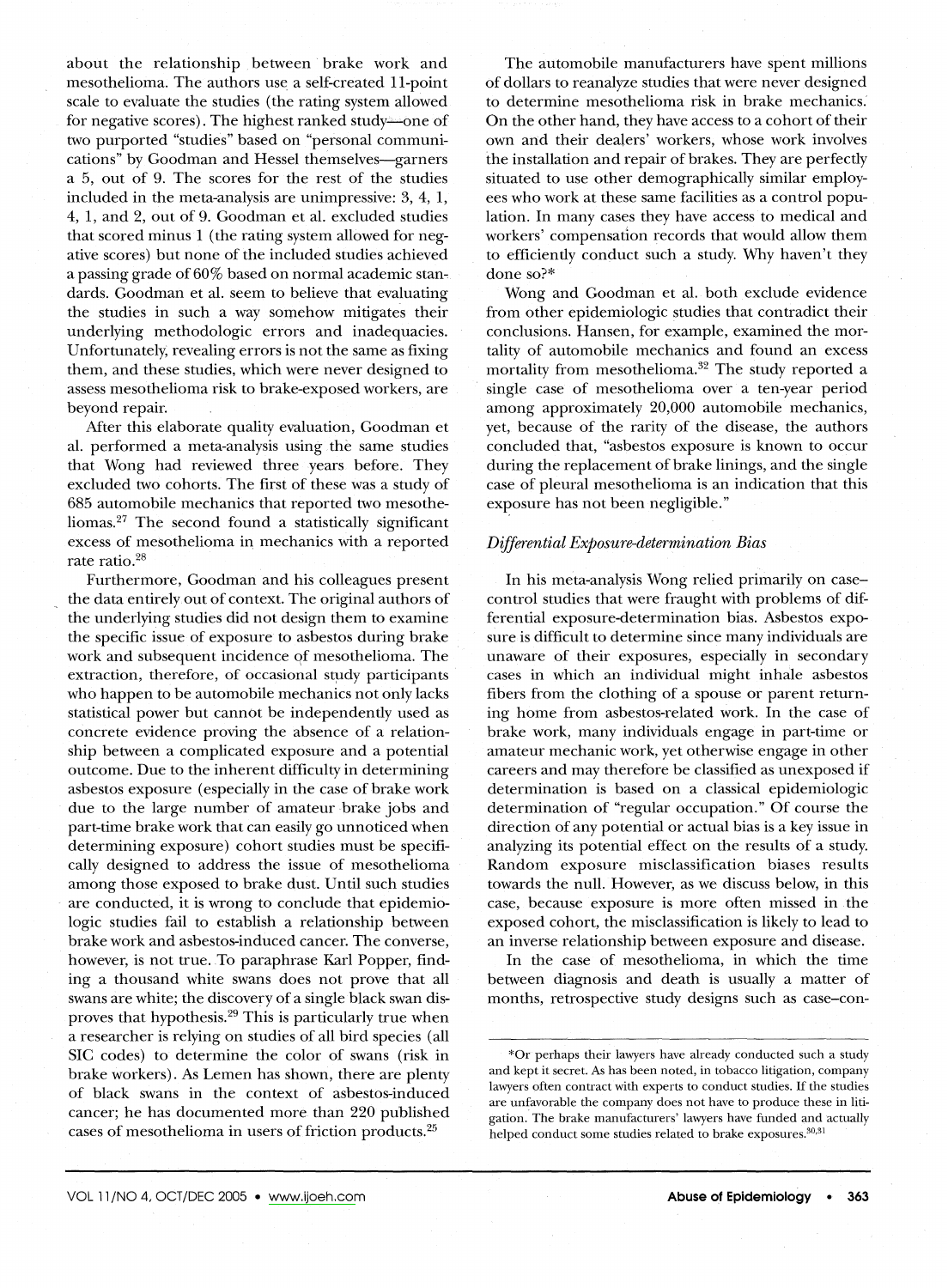about the relationship between brake work and mesothelioma. The authors use a self-created 11-point scale to evaluate the studies (the rating system allowed for negative scores). The highest ranked study—one of two purported "studies" based on "personal communications" by Goodman and Hessel themselves—garners a 5, out of 9. The scores for the rest of the studies included in the meta-analysis are unimpressive: 3, 4, 1, 4, 1, and 2, out of 9. Goodman et al. excluded studies that scored minus 1 (the rating system allowed for negative scores) but none of the included studies achieved a passing grade of 60% based on normal academic standards. Goodman et al. seem to believe that evaluating the studies in such a way somehow mitigates their underlying methodologic errors and inadequacies. Unfortunately, revealing errors is not the same as fixing them, and these studies, which were never designed to assess mesothelioma risk to brake-exposed workers, are beyond repair.

After this elaborate quality evaluation, Goodman et al. performed a meta-analysis using the same studies that Wong had reviewed three years before. They excluded two cohorts. The first of these was a study of 685 automobile mechanics that reported two mesotheliomas.[27] The second found a statistically significant excess of mesothelioma in mechanics with a reported rate ratio.[28]

Furthermore, Goodman and his colleagues present the data entirely out of context. The original authors of the underlying studies did not design them to examine the specific issue of exposure to asbestos during brake work and subsequent incidence of mesothelioma. The extraction, therefore, of occasional study participants who happen to be automobile mechanics not only lacks statistical power but cannot be independently used as concrete evidence proving the absence of a relationship between a complicated exposure and a potential outcome. Due to the inherent difficulty in determining asbestos exposure (especially in the case of brake work due to the large number of amateur brake jobs and part-time brake work that can easily go unnoticed when determining exposure) cohort studies must be specifically designed to address the issue of mesothelioma among those exposed to brake dust. Until such studies are conducted, it is wrong to conclude that epidemiologic studies fail to establish a relationship between brake work and asbestos-induced cancer. The converse, however, is not true. To paraphrase Karl Popper, finding a thousand white swans does not prove that all swans are white; the discovery of a single black swan disproves that hypothesis.[29] This is particularly true when a researcher is relying on studies of all bird species (all SIC codes) to determine the color of swans (risk in brake workers). As Lemen has shown, there are plenty of black swans in the context of asbestos-induced cancer; he has documented more than 220 published cases of mesothelioma in users of friction products.[25]

The automobile manufacturers have spent millions of dollars to reanalyze studies that were never designed to determine mesothelioma risk in brake mechanics. On the other hand, they have access to a cohort of their own and their dealers' workers, whose work involves the installation and repair of brakes. They are perfectly situated to use other demographically similar employees who work at these same facilities as a control population. In many cases they have access to medical and workers' compensation records that would allow them to efficiently conduct such a study. Why haven't they done so?*

Wong and Goodman et al. both exclude evidence from other epidemiologic studies that contradict their conclusions. Hansen, for example, examined the mortality of automobile mechanics and found an excess mortality from mesothelioma.[32] The study reported a single case of mesothelioma over a ten-year period among approximately 20,000 automobile mechanics, yet, because of the rarity of the disease, the authors concluded that, "asbestos exposure is known to occur during the replacement of brake linings, and the single case of pleural mesothelioma is an indication that this exposure has not been negligible."

### *Differential Exposure-determination Bias*

In his meta-analysis Wong relied primarily on case–control studies that were fraught with problems of differential exposure-determination bias. Asbestos exposure is difficult to determine since many individuals are unaware of their exposures, especially in secondary cases in which an individual might inhale asbestos fibers from the clothing of a spouse or parent returning home from asbestos-related work. In the case of brake work, many individuals engage in part-time or amateur mechanic work, yet otherwise engage in other careers and may therefore be classified as unexposed if determination is based on a classical epidemiologic determination of "regular occupation." Of course the direction of any potential or actual bias is a key issue in analyzing its potential effect on the results of a study. Random exposure misclassification biases results towards the null. However, as we discuss below, in this case, because exposure is more often missed in the exposed cohort, the misclassification is likely to lead to an inverse relationship between exposure and disease.

In the case of mesothelioma, in which the time between diagnosis and death is usually a matter of months, retrospective study designs such as case–con-

---

*Or perhaps their lawyers have already conducted such a study and kept it secret. As has been noted, in tobacco litigation, company lawyers often contract with experts to conduct studies. If the studies are unfavorable the company does not have to produce these in litigation. The brake manufacturers' lawyers have funded and actually helped conduct some studies related to brake exposures.[30,31]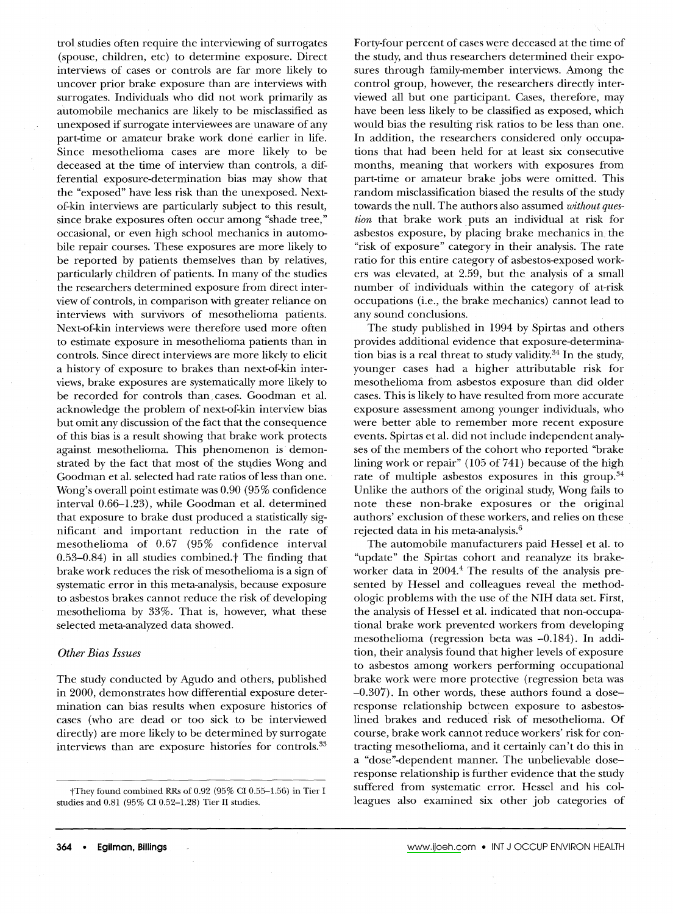trol studies often require the interviewing of surrogates (spouse, children, etc) to determine exposure. Direct interviews of cases or controls are far more likely to uncover prior brake exposure than are interviews with surrogates. Individuals who did not work primarily as automobile mechanics are likely to be misclassified as unexposed if surrogate interviewees are unaware of any part-time or amateur brake work done earlier in life. Since mesothelioma cases are more likely to be deceased at the time of interview than controls, a differential exposure-determination bias may show that the "exposed" have less risk than the unexposed. Next-of-kin interviews are particularly subject to this result, since brake exposures often occur among "shade tree," occasional, or even high school mechanics in automobile repair courses. These exposures are more likely to be reported by patients themselves than by relatives, particularly children of patients. In many of the studies the researchers determined exposure from direct interview of controls, in comparison with greater reliance on interviews with survivors of mesothelioma patients. Next-of-kin interviews were therefore used more often to estimate exposure in mesothelioma patients than in controls. Since direct interviews are more likely to elicit a history of exposure to brakes than next-of-kin interviews, brake exposures are systematically more likely to be recorded for controls than cases. Goodman et al. acknowledge the problem of next-of-kin interview bias but omit any discussion of the fact that the consequence of this bias is a result showing that brake work protects against mesothelioma. This phenomenon is demonstrated by the fact that most of the studies Wong and Goodman et al. selected had rate ratios of less than one. Wong's overall point estimate was 0.90 (95% confidence interval 0.66–1.23), while Goodman et al. determined that exposure to brake dust produced a statistically significant and important reduction in the rate of mesothelioma of 0.67 (95% confidence interval 0.53–0.84) in all studies combined.† The finding that brake work reduces the risk of mesothelioma is a sign of systematic error in this meta-analysis, because exposure to asbestos brakes cannot reduce the risk of developing mesothelioma by 33%. That is, however, what these selected meta-analyzed data showed.

### *Other Bias Issues*

The study conducted by Agudo and others, published in 2000, demonstrates how differential exposure determination can bias results when exposure histories of cases (who are dead or too sick to be interviewed directly) are more likely to be determined by surrogate interviews than are exposure histories for controls.[33] Forty-four percent of cases were deceased at the time of the study, and thus researchers determined their exposures through family-member interviews. Among the control group, however, the researchers directly interviewed all but one participant. Cases, therefore, may have been less likely to be classified as exposed, which would bias the resulting risk ratios to be less than one. In addition, the researchers considered only occupations that had been held for at least six consecutive months, meaning that workers with exposures from part-time or amateur brake jobs were omitted. This random misclassification biased the results of the study towards the null. The authors also assumed *without question* that brake work puts an individual at risk for asbestos exposure, by placing brake mechanics in the "risk of exposure" category in their analysis. The rate ratio for this entire category of asbestos-exposed workers was elevated, at 2.59, but the analysis of a small number of individuals within the category of at-risk occupations (i.e., the brake mechanics) cannot lead to any sound conclusions.

The study published in 1994 by Spirtas and others provides additional evidence that exposure-determination bias is a real threat to study validity.[34] In the study, younger cases had a higher attributable risk for mesothelioma from asbestos exposure than did older cases. This is likely to have resulted from more accurate exposure assessment among younger individuals, who were better able to remember more recent exposure events. Spirtas et al. did not include independent analyses of the members of the cohort who reported "brake lining work or repair" (105 of 741) because of the high rate of multiple asbestos exposures in this group.[34] Unlike the authors of the original study, Wong fails to note these non-brake exposures or the original authors' exclusion of these workers, and relies on these rejected data in his meta-analysis.[6]

The automobile manufacturers paid Hessel et al. to "update" the Spirtas cohort and reanalyze its brake-worker data in 2004.[4] The results of the analysis presented by Hessel and colleagues reveal the methodologic problems with the use of the NIH data set. First, the analysis of Hessel et al. indicated that non-occupational brake work prevented workers from developing mesothelioma (regression beta was –0.184). In addition, their analysis found that higher levels of exposure to asbestos among workers performing occupational brake work were more protective (regression beta was –0.307). In other words, these authors found a dose–response relationship between exposure to asbestos-lined brakes and reduced risk of mesothelioma. Of course, brake work cannot reduce workers' risk for contracting mesothelioma, and it certainly can't do this in a "dose"-dependent manner. The unbelievable dose–response relationship is further evidence that the study suffered from systematic error. Hessel and his colleagues also examined six other job categories of

†They found combined RRs of 0.92 (95% CI 0.55–1.56) in Tier I studies and 0.81 (95% CI 0.52–1.28) Tier II studies.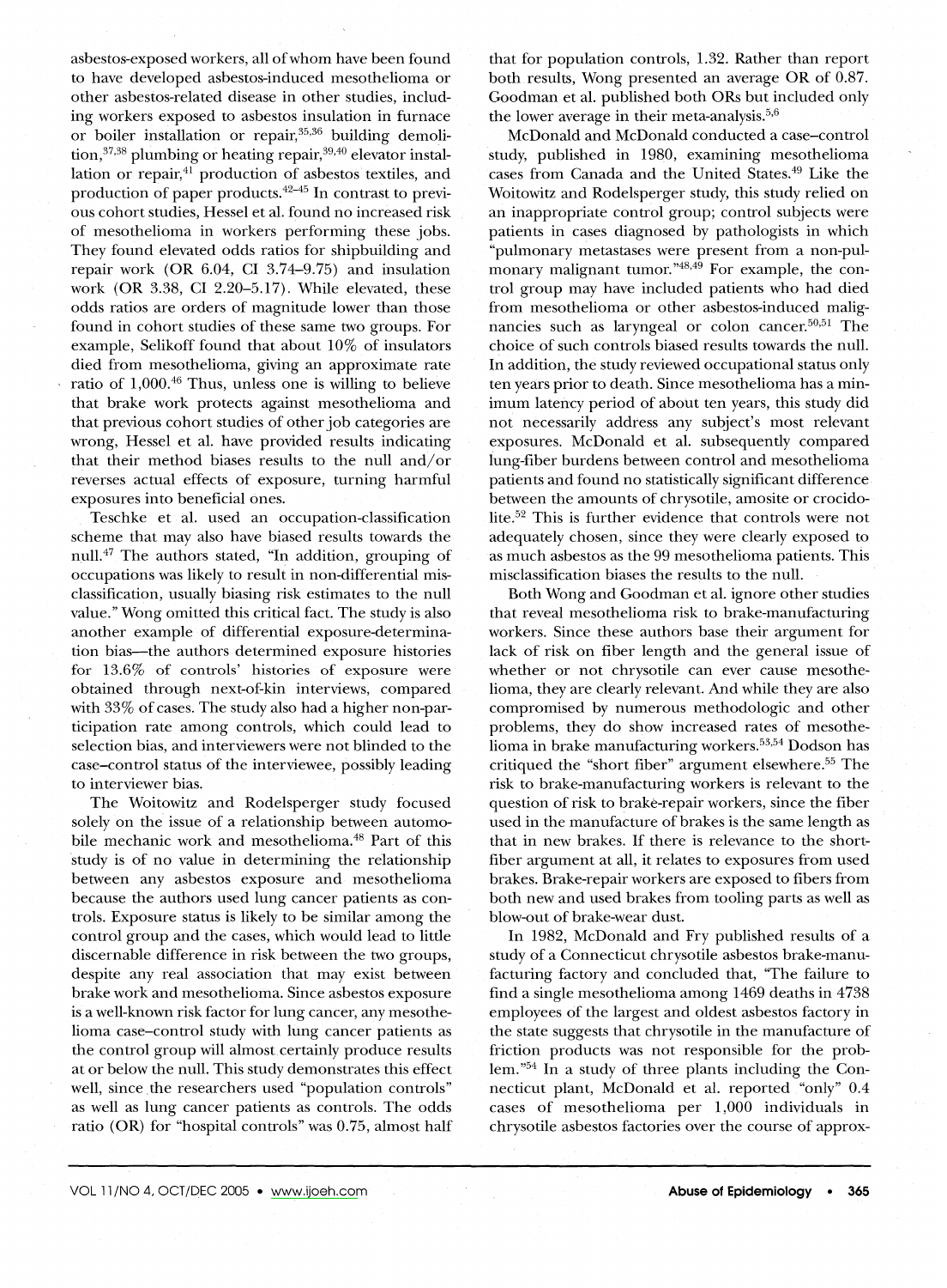asbestos-exposed workers, all of whom have been found to have developed asbestos-induced mesothelioma or other asbestos-related disease in other studies, including workers exposed to asbestos insulation in furnace or boiler installation or repair,[35,36] building demolition,[37,38] plumbing or heating repair,[39,40] elevator installation or repair,[41] production of asbestos textiles, and production of paper products.[42–45] In contrast to previous cohort studies, Hessel et al. found no increased risk of mesothelioma in workers performing these jobs. They found elevated odds ratios for shipbuilding and repair work (OR 6.04, CI 3.74–9.75) and insulation work (OR 3.38, CI 2.20–5.17). While elevated, these odds ratios are orders of magnitude lower than those found in cohort studies of these same two groups. For example, Selikoff found that about 10% of insulators died from mesothelioma, giving an approximate rate ratio of 1,000.[46] Thus, unless one is willing to believe that brake work protects against mesothelioma and that previous cohort studies of other job categories are wrong, Hessel et al. have provided results indicating that their method biases results to the null and/or reverses actual effects of exposure, turning harmful exposures into beneficial ones.

Teschke et al. used an occupation-classification scheme that may also have biased results towards the null.[47] The authors stated, "In addition, grouping of occupations was likely to result in non-differential misclassification, usually biasing risk estimates to the null value." Wong omitted this critical fact. The study is also another example of differential exposure-determination bias—the authors determined exposure histories for 13.6% of controls' histories of exposure were obtained through next-of-kin interviews, compared with 33% of cases. The study also had a higher non-participation rate among controls, which could lead to selection bias, and interviewers were not blinded to the case–control status of the interviewee, possibly leading to interviewer bias.

The Woitowitz and Rodelsperger study focused solely on the issue of a relationship between automobile mechanic work and mesothelioma.[48] Part of this study is of no value in determining the relationship between any asbestos exposure and mesothelioma because the authors used lung cancer patients as controls. Exposure status is likely to be similar among the control group and the cases, which would lead to little discernable difference in risk between the two groups, despite any real association that may exist between brake work and mesothelioma. Since asbestos exposure is a well-known risk factor for lung cancer, any mesothelioma case–control study with lung cancer patients as the control group will almost certainly produce results at or below the null. This study demonstrates this effect well, since the researchers used "population controls" as well as lung cancer patients as controls. The odds ratio (OR) for "hospital controls" was 0.75, almost half that for population controls, 1.32. Rather than report both results, Wong presented an average OR of 0.87. Goodman et al. published both ORs but included only the lower average in their meta-analysis.[5,6]

McDonald and McDonald conducted a case–control study, published in 1980, examining mesothelioma cases from Canada and the United States.[49] Like the Woitowitz and Rodelsperger study, this study relied on an inappropriate control group; control subjects were patients in cases diagnosed by pathologists in which "pulmonary metastases were present from a non-pulmonary malignant tumor."[48,49] For example, the control group may have included patients who had died from mesothelioma or other asbestos-induced malignancies such as laryngeal or colon cancer.[50,51] The choice of such controls biased results towards the null. In addition, the study reviewed occupational status only ten years prior to death. Since mesothelioma has a minimum latency period of about ten years, this study did not necessarily address any subject's most relevant exposures. McDonald et al. subsequently compared lung-fiber burdens between control and mesothelioma patients and found no statistically significant difference between the amounts of chrysotile, amosite or crocidolite.[52] This is further evidence that controls were not adequately chosen, since they were clearly exposed to as much asbestos as the 99 mesothelioma patients. This misclassification biases the results to the null.

Both Wong and Goodman et al. ignore other studies that reveal mesothelioma risk to brake-manufacturing workers. Since these authors base their argument for lack of risk on fiber length and the general issue of whether or not chrysotile can ever cause mesothelioma, they are clearly relevant. And while they are also compromised by numerous methodologic and other problems, they do show increased rates of mesothelioma in brake manufacturing workers.[53,54] Dodson has critiqued the "short fiber" argument elsewhere.[55] The risk to brake-manufacturing workers is relevant to the question of risk to brake-repair workers, since the fiber used in the manufacture of brakes is the same length as that in new brakes. If there is relevance to the short-fiber argument at all, it relates to exposures from used brakes. Brake-repair workers are exposed to fibers from both new and used brakes from tooling parts as well as blow-out of brake-wear dust.

In 1982, McDonald and Fry published results of a study of a Connecticut chrysotile asbestos brake-manufacturing factory and concluded that, "The failure to find a single mesothelioma among 1469 deaths in 4738 employees of the largest and oldest asbestos factory in the state suggests that chrysotile in the manufacture of friction products was not responsible for the problem."[54] In a study of three plants including the Connecticut plant, McDonald et al. reported "only" 0.4 cases of mesothelioma per 1,000 individuals in chrysotile asbestos factories over the course of approx-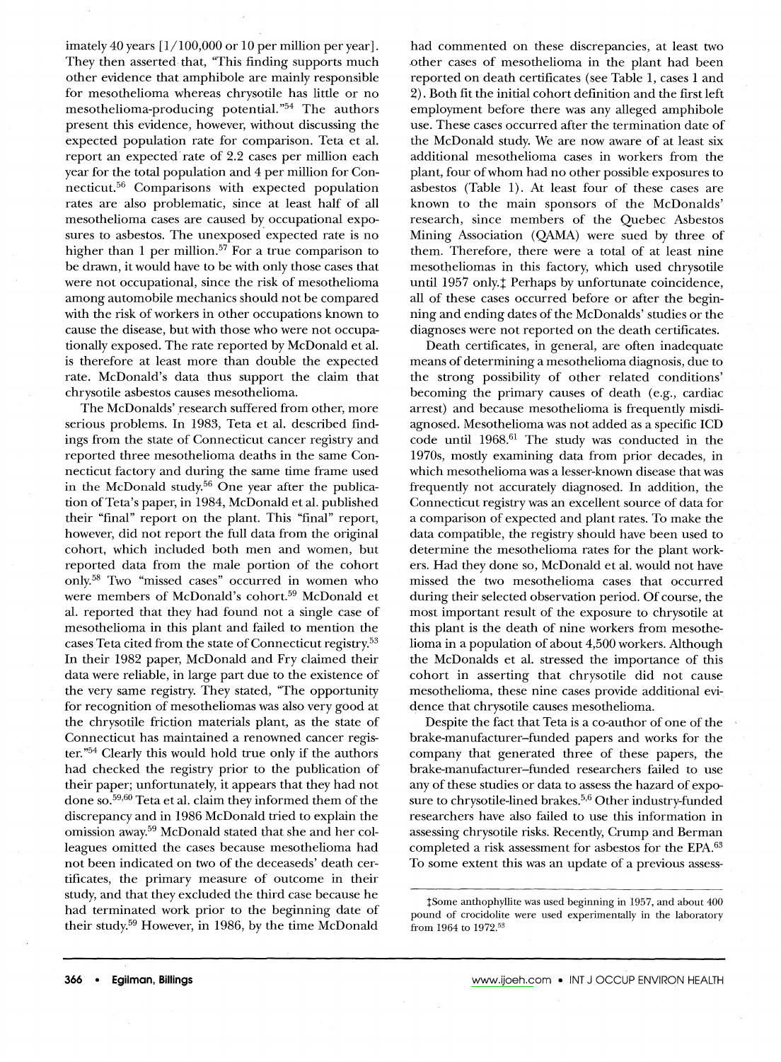imately 40 years [1/100,000 or 10 per million per year]. They then asserted that, "This finding supports much other evidence that amphibole are mainly responsible for mesothelioma whereas chrysotile has little or no mesothelioma-producing potential."[54] The authors present this evidence, however, without discussing the expected population rate for comparison. Teta et al. report an expected rate of 2.2 cases per million each year for the total population and 4 per million for Connecticut.[56] Comparisons with expected population rates are also problematic, since at least half of all mesothelioma cases are caused by occupational exposures to asbestos. The unexposed expected rate is no higher than 1 per million.[57] For a true comparison to be drawn, it would have to be with only those cases that were not occupational, since the risk of mesothelioma among automobile mechanics should not be compared with the risk of workers in other occupations known to cause the disease, but with those who were not occupationally exposed. The rate reported by McDonald et al. is therefore at least more than double the expected rate. McDonald's data thus support the claim that chrysotile asbestos causes mesothelioma.

The McDonalds' research suffered from other, more serious problems. In 1983, Teta et al. described findings from the state of Connecticut cancer registry and reported three mesothelioma deaths in the same Connecticut factory and during the same time frame used in the McDonald study.[56] One year after the publication of Teta's paper, in 1984, McDonald et al. published their "final" report on the plant. This "final" report, however, did not report the full data from the original cohort, which included both men and women, but reported data from the male portion of the cohort only.[58] Two "missed cases" occurred in women who were members of McDonald's cohort.[59] McDonald et al. reported that they had found not a single case of mesothelioma in this plant and failed to mention the cases Teta cited from the state of Connecticut registry.[53] In their 1982 paper, McDonald and Fry claimed their data were reliable, in large part due to the existence of the very same registry. They stated, "The opportunity for recognition of mesotheliomas was also very good at the chrysotile friction materials plant, as the state of Connecticut has maintained a renowned cancer register."[54] Clearly this would hold true only if the authors had checked the registry prior to the publication of their paper; unfortunately, it appears that they had not done so.[59,60] Teta et al. claim they informed them of the discrepancy and in 1986 McDonald tried to explain the omission away.[59] McDonald stated that she and her colleagues omitted the cases because mesothelioma had not been indicated on two of the deceaseds' death certificates, the primary measure of outcome in their study, and that they excluded the third case because he had terminated work prior to the beginning date of their study.[59] However, in 1986, by the time McDonald had commented on these discrepancies, at least two other cases of mesothelioma in the plant had been reported on death certificates (see Table 1, cases 1 and 2). Both fit the initial cohort definition and the first left employment before there was any alleged amphibole use. These cases occurred after the termination date of the McDonald study. We are now aware of at least six additional mesothelioma cases in workers from the plant, four of whom had no other possible exposures to asbestos (Table 1). At least four of these cases are known to the main sponsors of the McDonalds' research, since members of the Quebec Asbestos Mining Association (QAMA) were sued by three of them. Therefore, there were a total of at least nine mesotheliomas in this factory, which used chrysotile until 1957 only.‡ Perhaps by unfortunate coincidence, all of these cases occurred before or after the beginning and ending dates of the McDonalds' studies or the diagnoses were not reported on the death certificates.

Death certificates, in general, are often inadequate means of determining a mesothelioma diagnosis, due to the strong possibility of other related conditions' becoming the primary causes of death (e.g., cardiac arrest) and because mesothelioma is frequently misdiagnosed. Mesothelioma was not added as a specific ICD code until 1968.[61] The study was conducted in the 1970s, mostly examining data from prior decades, in which mesothelioma was a lesser-known disease that was frequently not accurately diagnosed. In addition, the Connecticut registry was an excellent source of data for a comparison of expected and plant rates. To make the data compatible, the registry should have been used to determine the mesothelioma rates for the plant workers. Had they done so, McDonald et al. would not have missed the two mesothelioma cases that occurred during their selected observation period. Of course, the most important result of the exposure to chrysotile at this plant is the death of nine workers from mesothelioma in a population of about 4,500 workers. Although the McDonalds et al. stressed the importance of this cohort in asserting that chrysotile did not cause mesothelioma, these nine cases provide additional evidence that chrysotile causes mesothelioma.

Despite the fact that Teta is a co-author of one of the brake-manufacturer–funded papers and works for the company that generated three of these papers, the brake-manufacturer–funded researchers failed to use any of these studies or data to assess the hazard of exposure to chrysotile-lined brakes.[5,6] Other industry-funded researchers have also failed to use this information in assessing chrysotile risks. Recently, Crump and Berman completed a risk assessment for asbestos for the EPA.[63] To some extent this was an update of a previous assess-

‡Some anthophyllite was used beginning in 1957, and about 400 pound of crocidolite were used experimentally in the laboratory from 1964 to 1972.[53]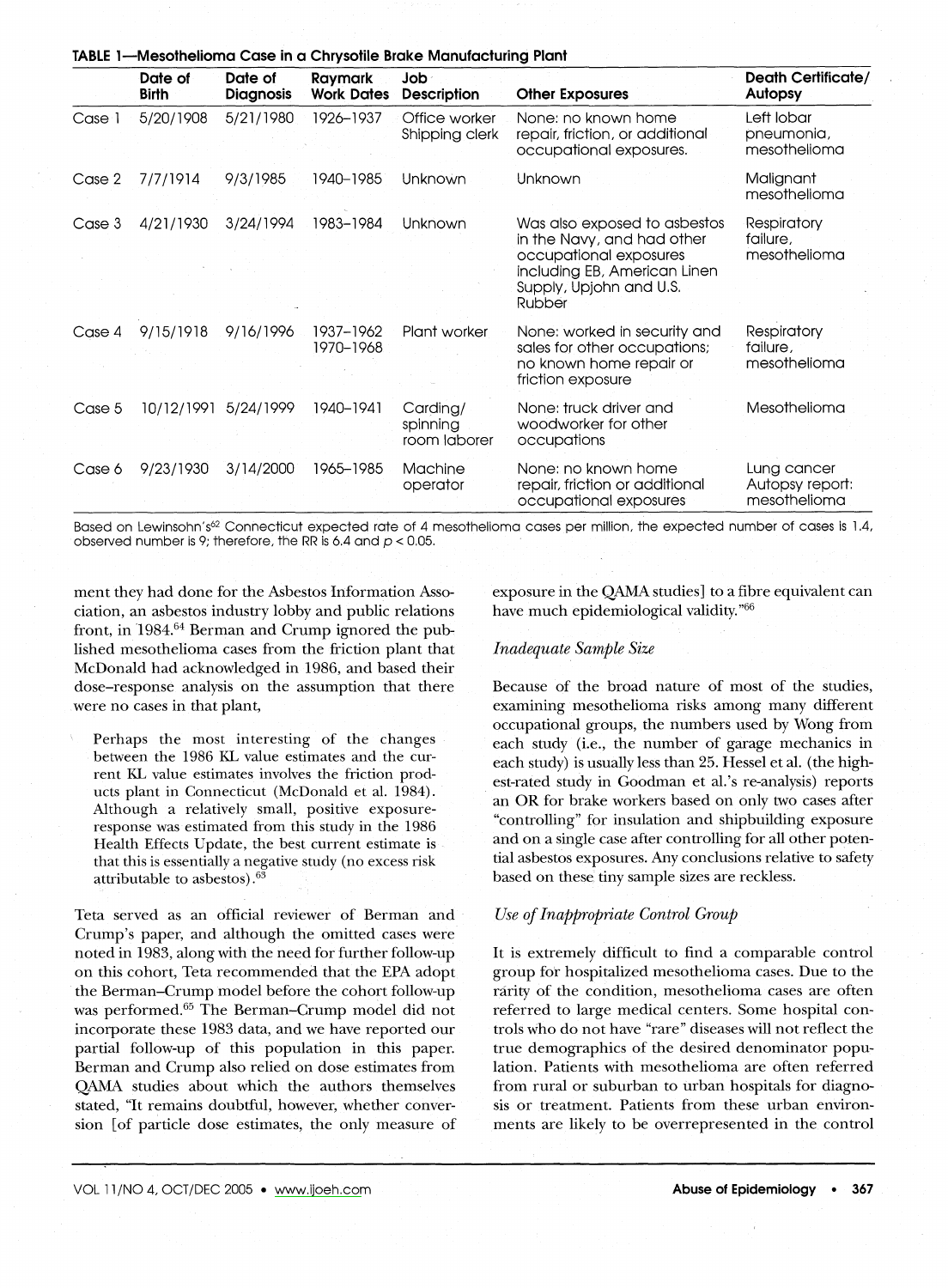**TABLE 1—Mesothelioma Case in a Chrysotile Brake Manufacturing Plant**

| | Date of Birth | Date of Diagnosis | Raymark Work Dates | Job Description | Other Exposures | Death Certificate/ Autopsy |
|---|---|---|---|---|---|---|
| Case 1 | 5/20/1908 | 5/21/1980 | 1926–1937 | Office worker Shipping clerk | None: no known home repair, friction, or additional occupational exposures. | Left lobar pneumonia, mesothelioma |
| Case 2 | 7/7/1914 | 9/3/1985 | 1940–1985 | Unknown | Unknown | Malignant mesothelioma |
| Case 3 | 4/21/1930 | 3/24/1994 | 1983–1984 | Unknown | Was also exposed to asbestos in the Navy, and had other occupational exposures including EB, American Linen Supply, Upjohn and U.S. Rubber | Respiratory failure, mesothelioma |
| Case 4 | 9/15/1918 | 9/16/1996 | 1937–1962 1970–1968 | Plant worker | None: worked in security and sales for other occupations; no known home repair or friction exposure | Respiratory failure, mesothelioma |
| Case 5 | 10/12/1991 | 5/24/1999 | 1940–1941 | Carding/ spinning room laborer | None: truck driver and woodworker for other occupations | Mesothelioma |
| Case 6 | 9/23/1930 | 3/14/2000 | 1965–1985 | Machine operator | None: no known home repair, friction or additional occupational exposures | Lung cancer Autopsy report: mesothelioma |

Based on Lewinsohn's[62] Connecticut expected rate of 4 mesothelioma cases per million, the expected number of cases is 1.4, observed number is 9; therefore, the RR is 6.4 and $p < 0.05$.

ment they had done for the Asbestos Information Association, an asbestos industry lobby and public relations front, in 1984.[64] Berman and Crump ignored the published mesothelioma cases from the friction plant that McDonald had acknowledged in 1986, and based their dose–response analysis on the assumption that there were no cases in that plant,

> Perhaps the most interesting of the changes between the 1986 KL value estimates and the current KL value estimates involves the friction products plant in Connecticut (McDonald et al. 1984). Although a relatively small, positive exposure-response was estimated from this study in the 1986 Health Effects Update, the best current estimate is that this is essentially a negative study (no excess risk attributable to asbestos).[63]

Teta served as an official reviewer of Berman and Crump's paper, and although the omitted cases were noted in 1983, along with the need for further follow-up on this cohort, Teta recommended that the EPA adopt the Berman–Crump model before the cohort follow-up was performed.[65] The Berman–Crump model did not incorporate these 1983 data, and we have reported our partial follow-up of this population in this paper. Berman and Crump also relied on dose estimates from QAMA studies about which the authors themselves stated, "It remains doubtful, however, whether conversion [of particle dose estimates, the only measure of exposure in the QAMA studies] to a fibre equivalent can have much epidemiological validity."[66]

### *Inadequate Sample Size*

Because of the broad nature of most of the studies, examining mesothelioma risks among many different occupational groups, the numbers used by Wong from each study (i.e., the number of garage mechanics in each study) is usually less than 25. Hessel et al. (the highest-rated study in Goodman et al.'s re-analysis) reports an OR for brake workers based on only two cases after "controlling" for insulation and shipbuilding exposure and on a single case after controlling for all other potential asbestos exposures. Any conclusions relative to safety based on these tiny sample sizes are reckless.

### *Use of Inappropriate Control Group*

It is extremely difficult to find a comparable control group for hospitalized mesothelioma cases. Due to the rarity of the condition, mesothelioma cases are often referred to large medical centers. Some hospital controls who do not have "rare" diseases will not reflect the true demographics of the desired denominator population. Patients with mesothelioma are often referred from rural or suburban to urban hospitals for diagnosis or treatment. Patients from these urban environments are likely to be overrepresented in the control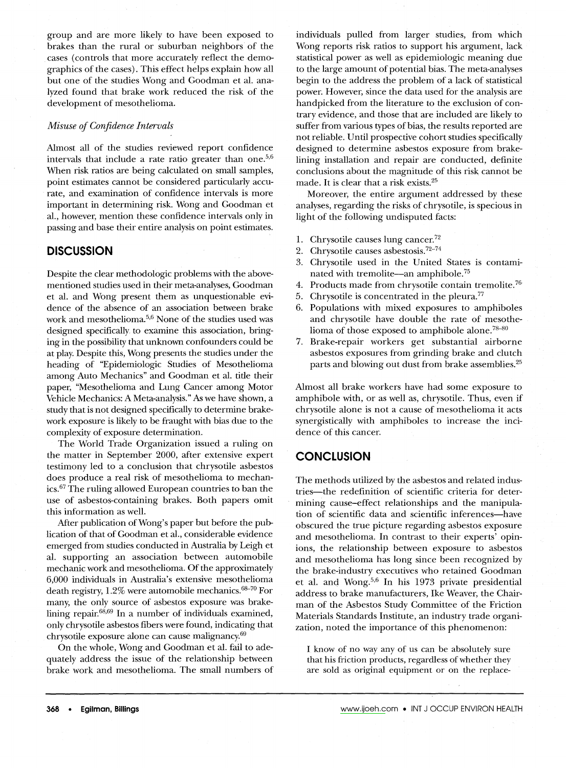group and are more likely to have been exposed to brakes than the rural or suburban neighbors of the cases (controls that more accurately reflect the demographics of the cases). This effect helps explain how all but one of the studies Wong and Goodman et al. analyzed found that brake work reduced the risk of the development of mesothelioma.

*Misuse of Confidence Intervals*

Almost all of the studies reviewed report confidence intervals that include a rate ratio greater than one.[5,6] When risk ratios are being calculated on small samples, point estimates cannot be considered particularly accurate, and examination of confidence intervals is more important in determining risk. Wong and Goodman et al., however, mention these confidence intervals only in passing and base their entire analysis on point estimates.

## DISCUSSION

Despite the clear methodologic problems with the above-mentioned studies used in their meta-analyses, Goodman et al. and Wong present them as unquestionable evidence of the absence of an association between brake work and mesothelioma.[5,6] None of the studies used was designed specifically to examine this association, bringing in the possibility that unknown confounders could be at play. Despite this, Wong presents the studies under the heading of "Epidemiologic Studies of Mesothelioma among Auto Mechanics" and Goodman et al. title their paper, "Mesothelioma and Lung Cancer among Motor Vehicle Mechanics: A Meta-analysis." As we have shown, a study that is not designed specifically to determine brake-work exposure is likely to be fraught with bias due to the complexity of exposure determination.

The World Trade Organization issued a ruling on the matter in September 2000, after extensive expert testimony led to a conclusion that chrysotile asbestos does produce a real risk of mesothelioma to mechanics.[67] The ruling allowed European countries to ban the use of asbestos-containing brakes. Both papers omit this information as well.

After publication of Wong's paper but before the publication of that of Goodman et al., considerable evidence emerged from studies conducted in Australia by Leigh et al. supporting an association between automobile mechanic work and mesothelioma. Of the approximately 6,000 individuals in Australia's extensive mesothelioma death registry, 1.2% were automobile mechanics.[68–70] For many, the only source of asbestos exposure was brake-lining repair.[68,69] In a number of individuals examined, only chrysotile asbestos fibers were found, indicating that chrysotile exposure alone can cause malignancy.[69]

On the whole, Wong and Goodman et al. fail to adequately address the issue of the relationship between brake work and mesothelioma. The small numbers of individuals pulled from larger studies, from which Wong reports risk ratios to support his argument, lack statistical power as well as epidemiologic meaning due to the large amount of potential bias. The meta-analyses begin to the address the problem of a lack of statistical power. However, since the data used for the analysis are handpicked from the literature to the exclusion of contrary evidence, and those that are included are likely to suffer from various types of bias, the results reported are not reliable. Until prospective cohort studies specifically designed to determine asbestos exposure from brake-lining installation and repair are conducted, definite conclusions about the magnitude of this risk cannot be made. It is clear that a risk exists.[25]

Moreover, the entire argument addressed by these analyses, regarding the risks of chrysotile, is specious in light of the following undisputed facts:

1. Chrysotile causes lung cancer.[72]
2. Chrysotile causes asbestosis.[72–74]
3. Chrysotile used in the United States is contaminated with tremolite—an amphibole.[75]
4. Products made from chrysotile contain tremolite.[76]
5. Chrysotile is concentrated in the pleura.[77]
6. Populations with mixed exposures to amphiboles and chrysotile have double the rate of mesothelioma of those exposed to amphibole alone.[78–80]
7. Brake-repair workers get substantial airborne asbestos exposures from grinding brake and clutch parts and blowing out dust from brake assemblies.[25]

Almost all brake workers have had some exposure to amphibole with, or as well as, chrysotile. Thus, even if chrysotile alone is not a cause of mesothelioma it acts synergistically with amphiboles to increase the incidence of this cancer.

## CONCLUSION

The methods utilized by the asbestos and related industries—the redefinition of scientific criteria for determining cause–effect relationships and the manipulation of scientific data and scientific inferences—have obscured the true picture regarding asbestos exposure and mesothelioma. In contrast to their experts' opinions, the relationship between exposure to asbestos and mesothelioma has long since been recognized by the brake-industry executives who retained Goodman et al. and Wong.[5,6] In his 1973 private presidential address to brake manufacturers, Ike Weaver, the Chairman of the Asbestos Study Committee of the Friction Materials Standards Institute, an industry trade organization, noted the importance of this phenomenon:

> I know of no way any of us can be absolutely sure that his friction products, regardless of whether they are sold as original equipment or on the replace-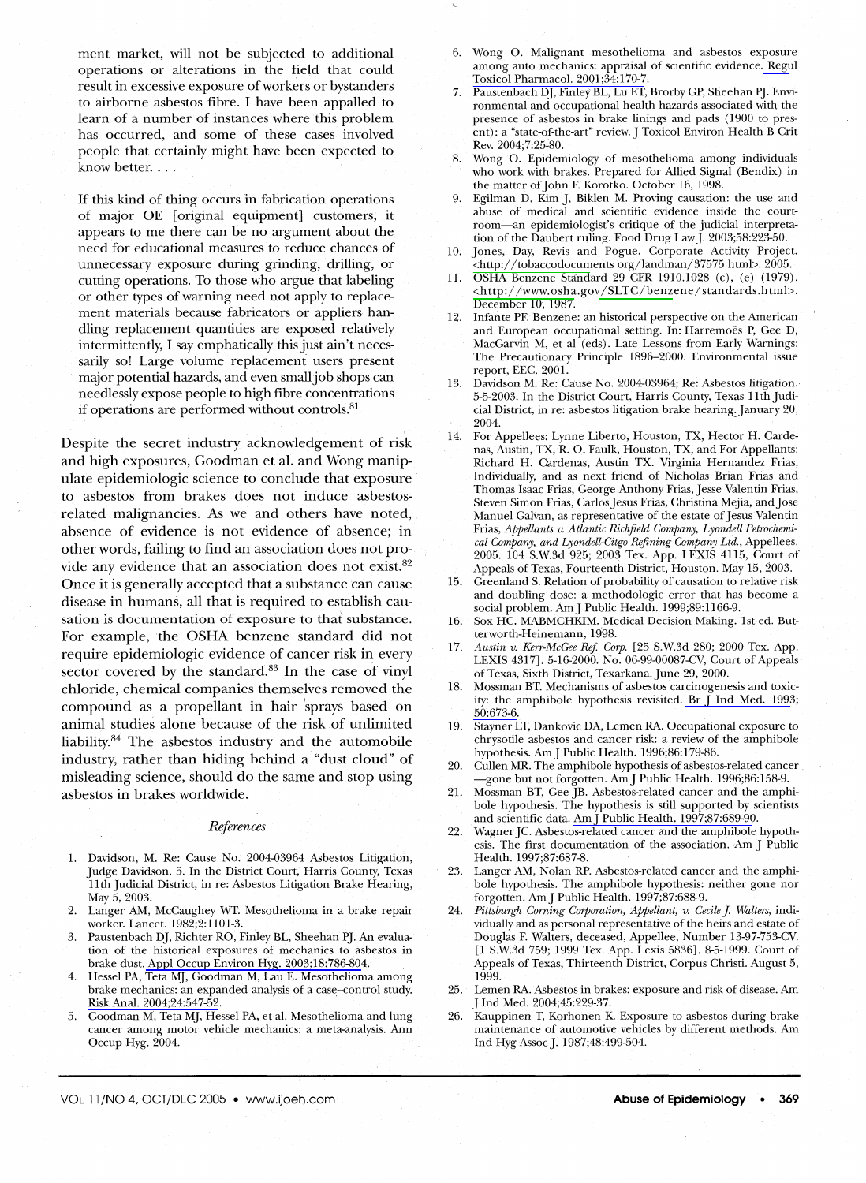ment market, will not be subjected to additional operations or alterations in the field that could result in excessive exposure of workers or bystanders to airborne asbestos fibre. I have been appalled to learn of a number of instances where this problem has occurred, and some of these cases involved people that certainly might have been expected to know better. . . .

> If this kind of thing occurs in fabrication operations of major OE [original equipment] customers, it appears to me there can be no argument about the need for educational measures to reduce chances of unnecessary exposure during grinding, drilling, or cutting operations. To those who argue that labeling or other types of warning need not apply to replacement materials because fabricators or appliers handling replacement quantities are exposed relatively intermittently, I say emphatically this just ain't necessarily so! Large volume replacement users present major potential hazards, and even small job shops can needlessly expose people to high fibre concentrations if operations are performed without controls.[81]

Despite the secret industry acknowledgement of risk and high exposures, Goodman et al. and Wong manipulate epidemiologic science to conclude that exposure to asbestos from brakes does not induce asbestos-related malignancies. As we and others have noted, absence of evidence is not evidence of absence; in other words, failing to find an association does not provide any evidence that an association does not exist.[82] Once it is generally accepted that a substance can cause disease in humans, all that is required to establish causation is documentation of exposure to that substance. For example, the OSHA benzene standard did not require epidemiologic evidence of cancer risk in every sector covered by the standard.[83] In the case of vinyl chloride, chemical companies themselves removed the compound as a propellant in hair sprays based on animal studies alone because of the risk of unlimited liability.[84] The asbestos industry and the automobile industry, rather than hiding behind a "dust cloud" of misleading science, should do the same and stop using asbestos in brakes worldwide.

## References

1. Davidson, M. Re: Cause No. 2004-03964 Asbestos Litigation, Judge Davidson. 5. In the District Court, Harris County, Texas 11th Judicial District, in re: Asbestos Litigation Brake Hearing, May 5, 2003.
2. Langer AM, McCaughey WT. Mesothelioma in a brake repair worker. Lancet. 1982;2:1101-3.
3. Paustenbach DJ, Richter RO, Finley BL, Sheehan PJ. An evaluation of the historical exposures of mechanics to asbestos in brake dust. Appl Occup Environ Hyg. 2003;18:786-804.
4. Hessel PA, Teta MJ, Goodman M, Lau E. Mesothelioma among brake mechanics: an expanded analysis of a case–control study. Risk Anal. 2004;24:547-52.
5. Goodman M, Teta MJ, Hessel PA, et al. Mesothelioma and lung cancer among motor vehicle mechanics: a meta-analysis. Ann Occup Hyg. 2004.
6. Wong O. Malignant mesothelioma and asbestos exposure among auto mechanics: appraisal of scientific evidence. Regul Toxicol Pharmacol. 2001;34:170-7.
7. Paustenbach DJ, Finley BL, Lu ET, Brorby GP, Sheehan PJ. Environmental and occupational health hazards associated with the presence of asbestos in brake linings and pads (1900 to present): a "state-of-the-art" review. J Toxicol Environ Health B Crit Rev. 2004;7:25-80.
8. Wong O. Epidemiology of mesothelioma among individuals who work with brakes. Prepared for Allied Signal (Bendix) in the matter of John F. Korotko. October 16, 1998.
9. Egilman D, Kim J, Biklen M. Proving causation: the use and abuse of medical and scientific evidence inside the courtroom—an epidemiologist's critique of the judicial interpretation of the Daubert ruling. Food Drug Law J. 2003;58:223-50.
10. Jones, Day, Revis and Pogue. Corporate Activity Project. <http://tobaccodocuments org/landman/37575 html>. 2005.
11. OSHA Benzene Standard 29 CFR 1910.1028 (c), (e) (1979). <http://www.osha.gov/SLTC/benzene/standards.html>. December 10, 1987.
12. Infante PF. Benzene: an historical perspective on the American and European occupational setting. In: Harremoës P, Gee D, MacGarvin M, et al (eds). Late Lessons from Early Warnings: The Precautionary Principle 1896–2000. Environmental issue report, EEC. 2001.
13. Davidson M. Re: Cause No. 2004-03964; Re: Asbestos litigation. 5-5-2003. In the District Court, Harris County, Texas 11th Judicial District, in re: asbestos litigation brake hearing. January 20, 2004.
14. For Appellees: Lynne Liberto, Houston, TX, Hector H. Cardenas, Austin, TX, R. O. Faulk, Houston, TX, and For Appellants: Richard H. Cardenas, Austin TX. Virginia Hernandez Frias, Individually, and as next friend of Nicholas Brian Frias and Thomas Isaac Frias, George Anthony Frias, Jesse Valentin Frias, Steven Simon Frias, Carlos Jesus Frias, Christina Mejia, and Jose Manuel Galvan, as representative of the estate of Jesus Valentin Frias, *Appellants v. Atlantic Richfield Company, Lyondell Petrochemical Company, and Lyondell-Citgo Refining Company Ltd.*, Appellees. 2005. 104 S.W.3d 925; 2003 Tex. App. LEXIS 4115, Court of Appeals of Texas, Fourteenth District, Houston. May 15, 2003.
15. Greenland S. Relation of probability of causation to relative risk and doubling dose: a methodologic error that has become a social problem. Am J Public Health. 1999;89:1166-9.
16. Sox HC. MABMCHKIM. Medical Decision Making. 1st ed. Butterworth-Heinemann, 1998.
17. *Austin v. Kerr-McGee Ref. Corp.* [25 S.W.3d 280; 2000 Tex. App. LEXIS 4317]. 5-16-2000. No. 06-99-00087-CV, Court of Appeals of Texas, Sixth District, Texarkana. June 29, 2000.
18. Mossman BT. Mechanisms of asbestos carcinogenesis and toxicity: the amphibole hypothesis revisited. Br J Ind Med. 1993; 50:673-6.
19. Stayner LT, Dankovic DA, Lemen RA. Occupational exposure to chrysotile asbestos and cancer risk: a review of the amphibole hypothesis. Am J Public Health. 1996;86:179-86.
20. Cullen MR. The amphibole hypothesis of asbestos-related cancer —gone but not forgotten. Am J Public Health. 1996;86:158-9.
21. Mossman BT, Gee JB. Asbestos-related cancer and the amphibole hypothesis. The hypothesis is still supported by scientists and scientific data. Am J Public Health. 1997;87:689-90.
22. Wagner JC. Asbestos-related cancer and the amphibole hypothesis. The first documentation of the association. Am J Public Health. 1997;87:687-8.
23. Langer AM, Nolan RP. Asbestos-related cancer and the amphibole hypothesis. The amphibole hypothesis: neither gone nor forgotten. Am J Public Health. 1997;87:688-9.
24. *Pittsburgh Corning Corporation, Appellant, v. Cecile J. Walters*, individually and as personal representative of the heirs and estate of Douglas F. Walters, deceased, Appellee, Number 13-97-753-CV. [1 S.W.3d 759; 1999 Tex. App. Lexis 5836]. 8-5-1999. Court of Appeals of Texas, Thirteenth District, Corpus Christi. August 5, 1999.
25. Lemen RA. Asbestos in brakes: exposure and risk of disease. Am J Ind Med. 2004;45:229-37.
26. Kauppinen T, Korhonen K. Exposure to asbestos during brake maintenance of automotive vehicles by different methods. Am Ind Hyg Assoc J. 1987;48:499-504.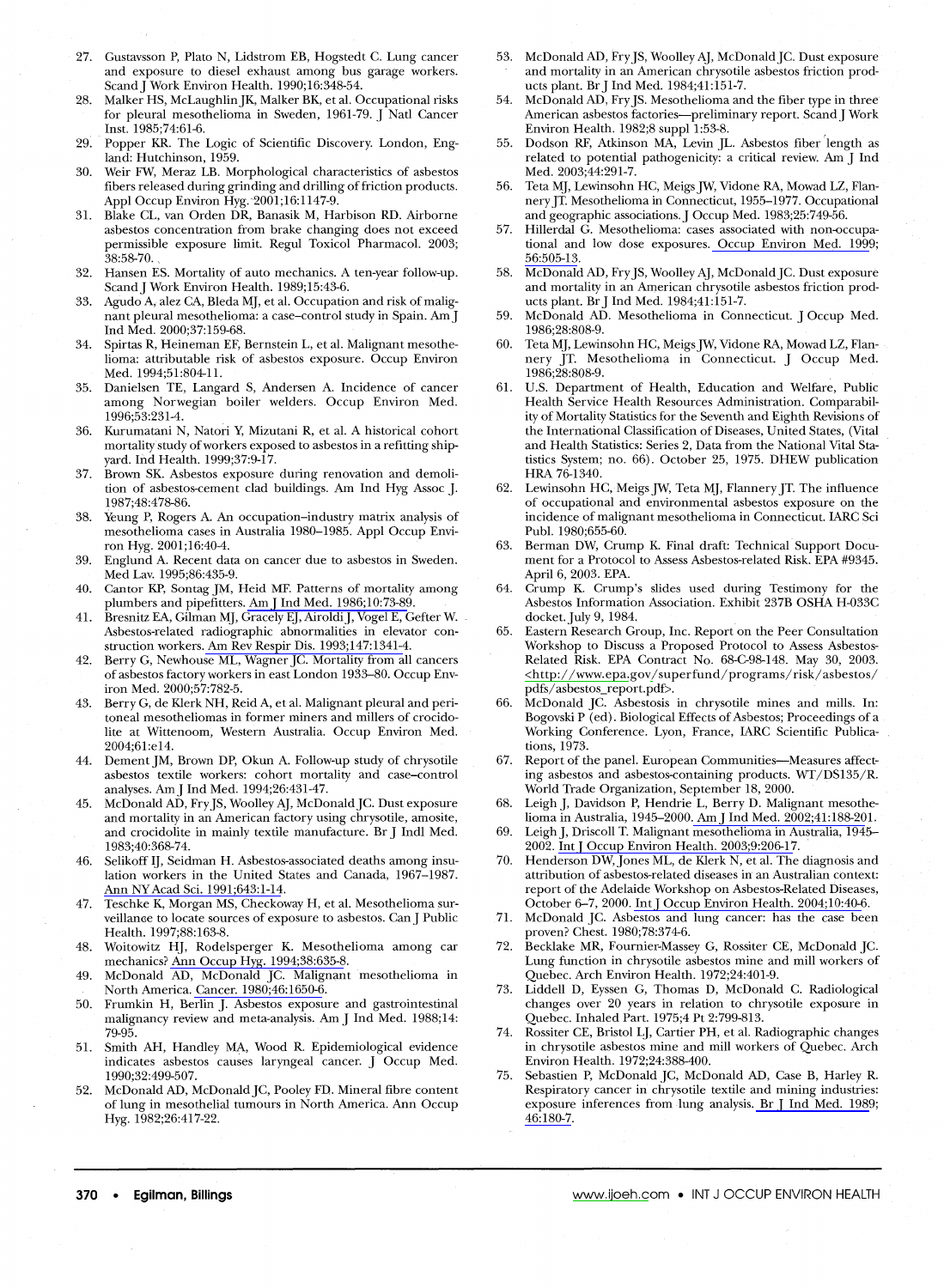27. Gustavsson P, Plato N, Lidstrom EB, Hogstedt C. Lung cancer and exposure to diesel exhaust among bus garage workers. Scand J Work Environ Health. 1990;16:348-54.
28. Malker HS, McLaughlin JK, Malker BK, et al. Occupational risks for pleural mesothelioma in Sweden, 1961-79. J Natl Cancer Inst. 1985;74:61-6.
29. Popper KR. The Logic of Scientific Discovery. London, England: Hutchinson, 1959.
30. Weir FW, Meraz LB. Morphological characteristics of asbestos fibers released during grinding and drilling of friction products. Appl Occup Environ Hyg. 2001;16:1147-9.
31. Blake CL, van Orden DR, Banasik M, Harbison RD. Airborne asbestos concentration from brake changing does not exceed permissible exposure limit. Regul Toxicol Pharmacol. 2003; 38:58-70.
32. Hansen ES. Mortality of auto mechanics. A ten-year follow-up. Scand J Work Environ Health. 1989;15:43-6.
33. Agudo A, alez CA, Bleda MJ, et al. Occupation and risk of malignant pleural mesothelioma: a case–control study in Spain. Am J Ind Med. 2000;37:159-68.
34. Spirtas R, Heineman EF, Bernstein L, et al. Malignant mesothelioma: attributable risk of asbestos exposure. Occup Environ Med. 1994;51:804-11.
35. Danielsen TE, Langard S, Andersen A. Incidence of cancer among Norwegian boiler welders. Occup Environ Med. 1996;53:231-4.
36. Kurumatani N, Natori Y, Mizutani R, et al. A historical cohort mortality study of workers exposed to asbestos in a refitting shipyard. Ind Health. 1999;37:9-17.
37. Brown SK. Asbestos exposure during renovation and demolition of asbestos-cement clad buildings. Am Ind Hyg Assoc J. 1987;48:478-86.
38. Yeung P, Rogers A. An occupation–industry matrix analysis of mesothelioma cases in Australia 1980–1985. Appl Occup Environ Hyg. 2001;16:40-4.
39. Englund A. Recent data on cancer due to asbestos in Sweden. Med Lav. 1995;86:435-9.
40. Cantor KP, Sontag JM, Heid MF. Patterns of mortality among plumbers and pipefitters. Am J Ind Med. 1986;10:73-89.
41. Bresnitz EA, Gilman MJ, Gracely EJ, Airoldi J, Vogel E, Gefter W. Asbestos-related radiographic abnormalities in elevator construction workers. Am Rev Respir Dis. 1993;147:1341-4.
42. Berry G, Newhouse ML, Wagner JC. Mortality from all cancers of asbestos factory workers in east London 1933–80. Occup Environ Med. 2000;57:782-5.
43. Berry G, de Klerk NH, Reid A, et al. Malignant pleural and peritoneal mesotheliomas in former miners and millers of crocidolite at Wittenoom, Western Australia. Occup Environ Med. 2004;61:e14.
44. Dement JM, Brown DP, Okun A. Follow-up study of chrysotile asbestos textile workers: cohort mortality and case–control analyses. Am J Ind Med. 1994;26:431-47.
45. McDonald AD, Fry JS, Woolley AJ, McDonald JC. Dust exposure and mortality in an American factory using chrysotile, amosite, and crocidolite in mainly textile manufacture. Br J Indl Med. 1983;40:368-74.
46. Selikoff IJ, Seidman H. Asbestos-associated deaths among insulation workers in the United States and Canada, 1967–1987. Ann NY Acad Sci. 1991;643:1-14.
47. Teschke K, Morgan MS, Checkoway H, et al. Mesothelioma surveillance to locate sources of exposure to asbestos. Can J Public Health. 1997;88:163-8.
48. Woitowitz HJ, Rodelsperger K. Mesothelioma among car mechanics? Ann Occup Hyg. 1994;38:635-8.
49. McDonald AD, McDonald JC. Malignant mesothelioma in North America. Cancer. 1980;46:1650-6.
50. Frumkin H, Berlin J. Asbestos exposure and gastrointestinal malignancy review and meta-analysis. Am J Ind Med. 1988;14: 79-95.
51. Smith AH, Handley MA, Wood R. Epidemiological evidence indicates asbestos causes laryngeal cancer. J Occup Med. 1990;32:499-507.
52. McDonald AD, McDonald JC, Pooley FD. Mineral fibre content of lung in mesothelial tumours in North America. Ann Occup Hyg. 1982;26:417-22.
53. McDonald AD, Fry JS, Woolley AJ, McDonald JC. Dust exposure and mortality in an American chrysotile asbestos friction products plant. Br J Ind Med. 1984;41:151-7.
54. McDonald AD, Fry JS. Mesothelioma and the fiber type in three American asbestos factories—preliminary report. Scand J Work Environ Health. 1982;8 suppl 1:53-8.
55. Dodson RF, Atkinson MA, Levin JL. Asbestos fiber length as related to potential pathogenicity: a critical review. Am J Ind Med. 2003;44:291-7.
56. Teta MJ, Lewinsohn HC, Meigs JW, Vidone RA, Mowad LZ, Flannery JT. Mesothelioma in Connecticut, 1955–1977. Occupational and geographic associations. J Occup Med. 1983;25:749-56.
57. Hillerdal G. Mesothelioma: cases associated with non-occupational and low dose exposures. Occup Environ Med. 1999; 56:505-13.
58. McDonald AD, Fry JS, Woolley AJ, McDonald JC. Dust exposure and mortality in an American chrysotile asbestos friction products plant. Br J Ind Med. 1984;41:151-7.
59. McDonald AD. Mesothelioma in Connecticut. J Occup Med. 1986;28:808-9.
60. Teta MJ, Lewinsohn HC, Meigs JW, Vidone RA, Mowad LZ, Flannery JT. Mesothelioma in Connecticut. J Occup Med. 1986;28:808-9.
61. U.S. Department of Health, Education and Welfare, Public Health Service Health Resources Administration. Comparability of Mortality Statistics for the Seventh and Eighth Revisions of the International Classification of Diseases, United States, (Vital and Health Statistics: Series 2, Data from the National Vital Statistics System; no. 66). October 25, 1975. DHEW publication HRA 76-1340.
62. Lewinsohn HC, Meigs JW, Teta MJ, Flannery JT. The influence of occupational and environmental asbestos exposure on the incidence of malignant mesothelioma in Connecticut. IARC Sci Publ. 1980;655-60.
63. Berman DW, Crump K. Final draft: Technical Support Document for a Protocol to Assess Asbestos-related Risk. EPA #9345. April 6, 2003. EPA.
64. Crump K. Crump's slides used during Testimony for the Asbestos Information Association. Exhibit 237B OSHA H-033C docket. July 9, 1984.
65. Eastern Research Group, Inc. Report on the Peer Consultation Workshop to Discuss a Proposed Protocol to Assess Asbestos-Related Risk. EPA Contract No. 68-C-98-148. May 30, 2003. <http://www.epa.gov/superfund/programs/risk/asbestos/pdfs/asbestos_report.pdf>.
66. McDonald JC. Asbestosis in chrysotile mines and mills. In: Bogovski P (ed). Biological Effects of Asbestos; Proceedings of a Working Conference. Lyon, France, IARC Scientific Publications, 1973.
67. Report of the panel. European Communities—Measures affecting asbestos and asbestos-containing products. WT/DS135/R. World Trade Organization, September 18, 2000.
68. Leigh J, Davidson P, Hendrie L, Berry D. Malignant mesothelioma in Australia, 1945–2000. Am J Ind Med. 2002;41:188-201.
69. Leigh J, Driscoll T. Malignant mesothelioma in Australia, 1945–2002. Int J Occup Environ Health. 2003;9:206-17.
70. Henderson DW, Jones ML, de Klerk N, et al. The diagnosis and attribution of asbestos-related diseases in an Australian context: report of the Adelaide Workshop on Asbestos-Related Diseases, October 6–7, 2000. Int J Occup Environ Health. 2004;10:40-6.
71. McDonald JC. Asbestos and lung cancer: has the case been proven? Chest. 1980;78:374-6.
72. Becklake MR, Fournier-Massey G, Rossiter CE, McDonald JC. Lung function in chrysotile asbestos mine and mill workers of Quebec. Arch Environ Health. 1972;24:401-9.
73. Liddell D, Eyssen G, Thomas D, McDonald C. Radiological changes over 20 years in relation to chrysotile exposure in Quebec. Inhaled Part. 1975;4 Pt 2:799-813.
74. Rossiter CE, Bristol LJ, Cartier PH, et al. Radiographic changes in chrysotile asbestos mine and mill workers of Quebec. Arch Environ Health. 1972;24:388-400.
75. Sebastien P, McDonald JC, McDonald AD, Case B, Harley R. Respiratory cancer in chrysotile textile and mining industries: exposure inferences from lung analysis. Br J Ind Med. 1989; 46:180-7.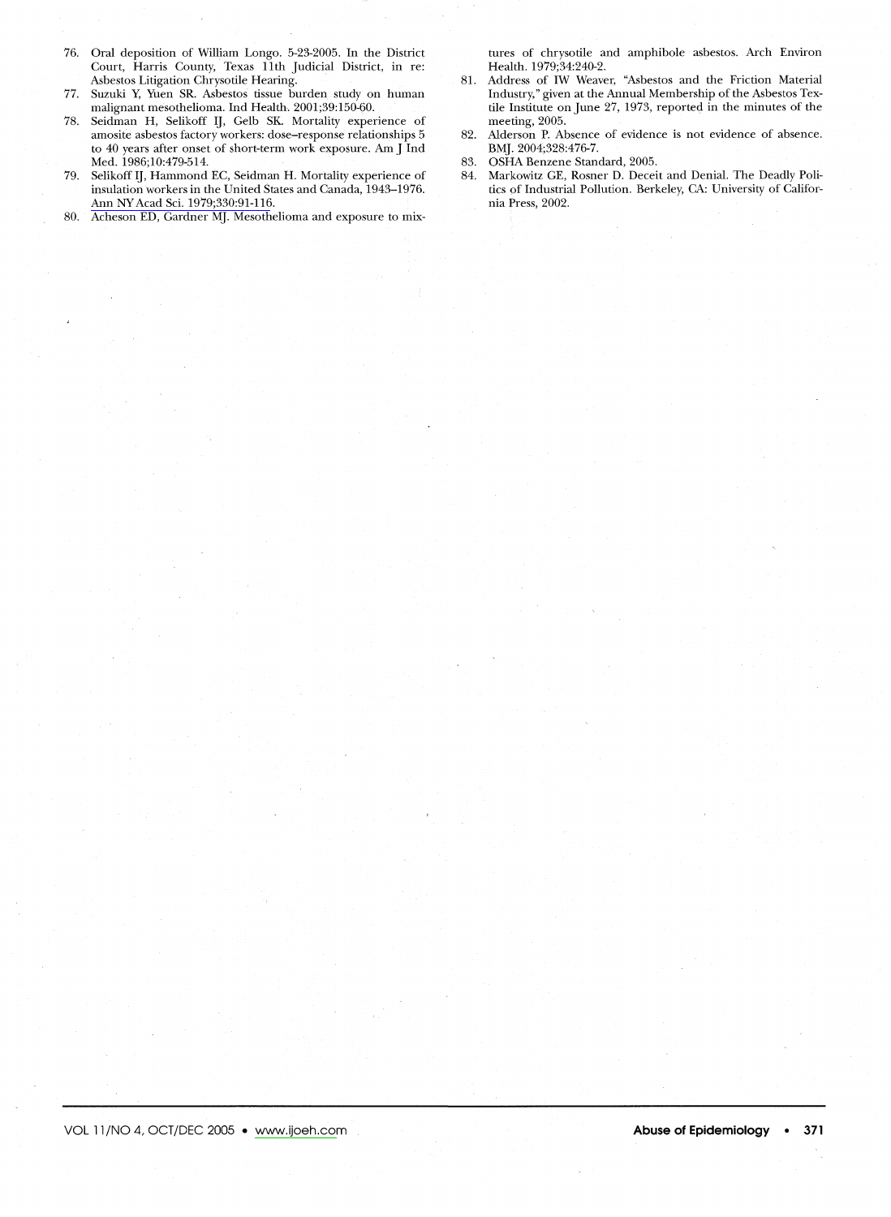76. Oral deposition of William Longo. 5-23-2005. In the District Court, Harris County, Texas 11th Judicial District, in re: Asbestos Litigation Chrysotile Hearing.
77. Suzuki Y, Yuen SR. Asbestos tissue burden study on human malignant mesothelioma. Ind Health. 2001;39:150-60.
78. Seidman H, Selikoff IJ, Gelb SK. Mortality experience of amosite asbestos factory workers: dose–response relationships 5 to 40 years after onset of short-term work exposure. Am J Ind Med. 1986;10:479-514.
79. Selikoff IJ, Hammond EC, Seidman H. Mortality experience of insulation workers in the United States and Canada, 1943–1976. Ann NY Acad Sci. 1979;330:91-116.
80. Acheson ED, Gardner MJ. Mesothelioma and exposure to mixtures of chrysotile and amphibole asbestos. Arch Environ Health. 1979;34:240-2.
81. Address of IW Weaver, "Asbestos and the Friction Material Industry," given at the Annual Membership of the Asbestos Textile Institute on June 27, 1973, reported in the minutes of the meeting, 2005.
82. Alderson P. Absence of evidence is not evidence of absence. BMJ. 2004;328:476-7.
83. OSHA Benzene Standard, 2005.
84. Markowitz GE, Rosner D. Deceit and Denial. The Deadly Politics of Industrial Pollution. Berkeley, CA: University of California Press, 2002.